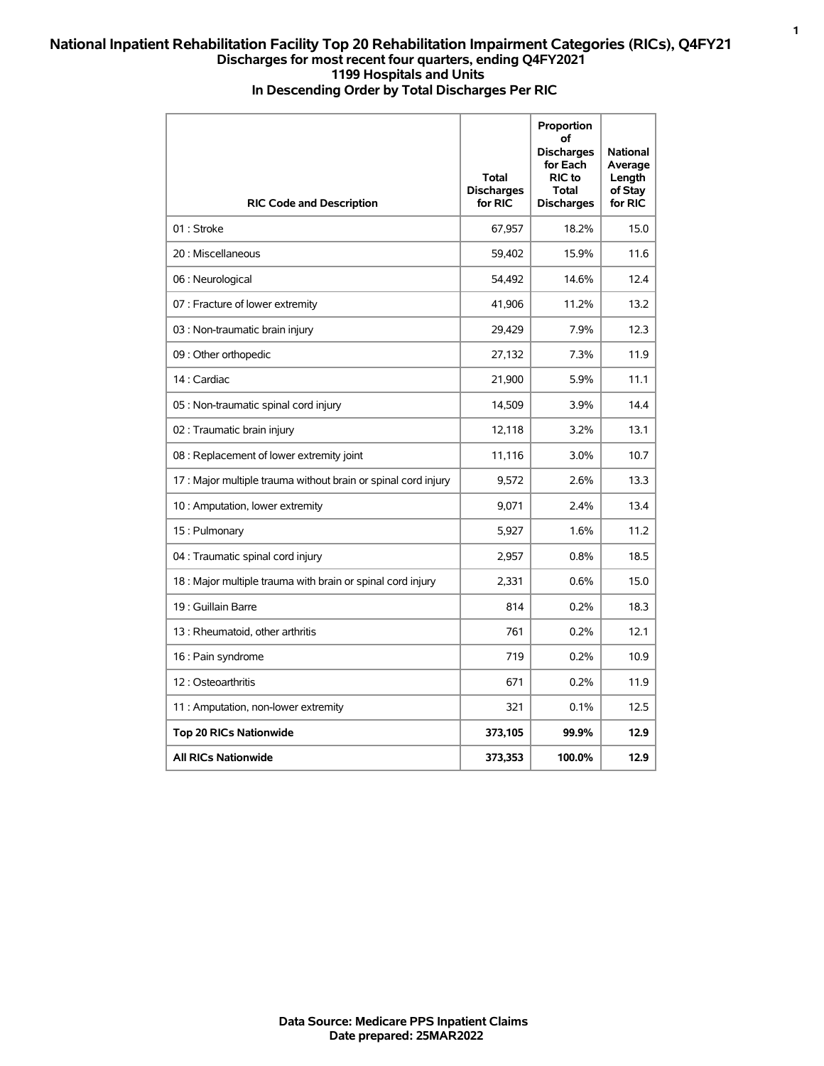# National Inpatient Rehabilitation Facility Top 20 Rehabilitation Impairment Categories (RICs), Q4FY21

**Discharges for most recent four quarters, ending Q4FY2021**
**1199 Hospitals and Units**
**In Descending Order by Total Discharges Per RIC**

| RIC Code and Description | Total Discharges for RIC | Proportion of Discharges for Each RIC to Total Discharges | National Average Length of Stay for RIC |
|---|---|---|---|
| 01 : Stroke | 67,957 | 18.2% | 15.0 |
| 20 : Miscellaneous | 59,402 | 15.9% | 11.6 |
| 06 : Neurological | 54,492 | 14.6% | 12.4 |
| 07 : Fracture of lower extremity | 41,906 | 11.2% | 13.2 |
| 03 : Non-traumatic brain injury | 29,429 | 7.9% | 12.3 |
| 09 : Other orthopedic | 27,132 | 7.3% | 11.9 |
| 14 : Cardiac | 21,900 | 5.9% | 11.1 |
| 05 : Non-traumatic spinal cord injury | 14,509 | 3.9% | 14.4 |
| 02 : Traumatic brain injury | 12,118 | 3.2% | 13.1 |
| 08 : Replacement of lower extremity joint | 11,116 | 3.0% | 10.7 |
| 17 : Major multiple trauma without brain or spinal cord injury | 9,572 | 2.6% | 13.3 |
| 10 : Amputation, lower extremity | 9,071 | 2.4% | 13.4 |
| 15 : Pulmonary | 5,927 | 1.6% | 11.2 |
| 04 : Traumatic spinal cord injury | 2,957 | 0.8% | 18.5 |
| 18 : Major multiple trauma with brain or spinal cord injury | 2,331 | 0.6% | 15.0 |
| 19 : Guillain Barre | 814 | 0.2% | 18.3 |
| 13 : Rheumatoid, other arthritis | 761 | 0.2% | 12.1 |
| 16 : Pain syndrome | 719 | 0.2% | 10.9 |
| 12 : Osteoarthritis | 671 | 0.2% | 11.9 |
| 11 : Amputation, non-lower extremity | 321 | 0.1% | 12.5 |
| **Top 20 RICs Nationwide** | **373,105** | **99.9%** | **12.9** |
| **All RICs Nationwide** | **373,353** | **100.0%** | **12.9** |

**Data Source: Medicare PPS Inpatient Claims**
**Date prepared: 25MAR2022**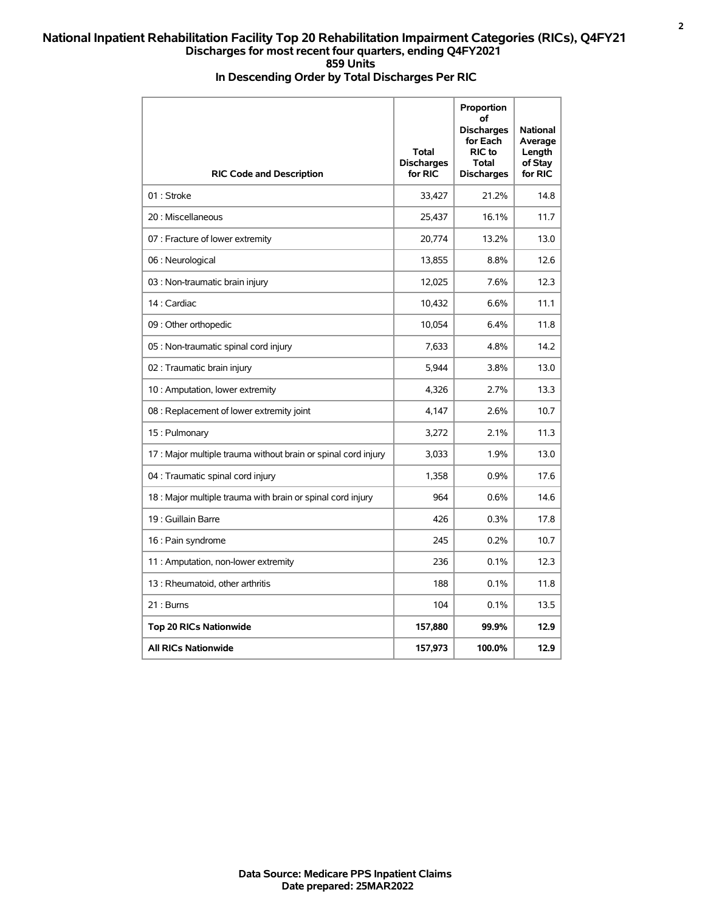# National Inpatient Rehabilitation Facility Top 20 Rehabilitation Impairment Categories (RICs), Q4FY21

**Discharges for most recent four quarters, ending Q4FY2021**

**859 Units**

**In Descending Order by Total Discharges Per RIC**

| RIC Code and Description | Total Discharges for RIC | Proportion of Discharges for Each RIC to Total Discharges | National Average Length of Stay for RIC |
|---|---|---|---|
| 01 : Stroke | 33,427 | 21.2% | 14.8 |
| 20 : Miscellaneous | 25,437 | 16.1% | 11.7 |
| 07 : Fracture of lower extremity | 20,774 | 13.2% | 13.0 |
| 06 : Neurological | 13,855 | 8.8% | 12.6 |
| 03 : Non-traumatic brain injury | 12,025 | 7.6% | 12.3 |
| 14 : Cardiac | 10,432 | 6.6% | 11.1 |
| 09 : Other orthopedic | 10,054 | 6.4% | 11.8 |
| 05 : Non-traumatic spinal cord injury | 7,633 | 4.8% | 14.2 |
| 02 : Traumatic brain injury | 5,944 | 3.8% | 13.0 |
| 10 : Amputation, lower extremity | 4,326 | 2.7% | 13.3 |
| 08 : Replacement of lower extremity joint | 4,147 | 2.6% | 10.7 |
| 15 : Pulmonary | 3,272 | 2.1% | 11.3 |
| 17 : Major multiple trauma without brain or spinal cord injury | 3,033 | 1.9% | 13.0 |
| 04 : Traumatic spinal cord injury | 1,358 | 0.9% | 17.6 |
| 18 : Major multiple trauma with brain or spinal cord injury | 964 | 0.6% | 14.6 |
| 19 : Guillain Barre | 426 | 0.3% | 17.8 |
| 16 : Pain syndrome | 245 | 0.2% | 10.7 |
| 11 : Amputation, non-lower extremity | 236 | 0.1% | 12.3 |
| 13 : Rheumatoid, other arthritis | 188 | 0.1% | 11.8 |
| 21 : Burns | 104 | 0.1% | 13.5 |
| **Top 20 RICs Nationwide** | **157,880** | **99.9%** | **12.9** |
| **All RICs Nationwide** | **157,973** | **100.0%** | **12.9** |

**Data Source: Medicare PPS Inpatient Claims**

**Date prepared: 25MAR2022**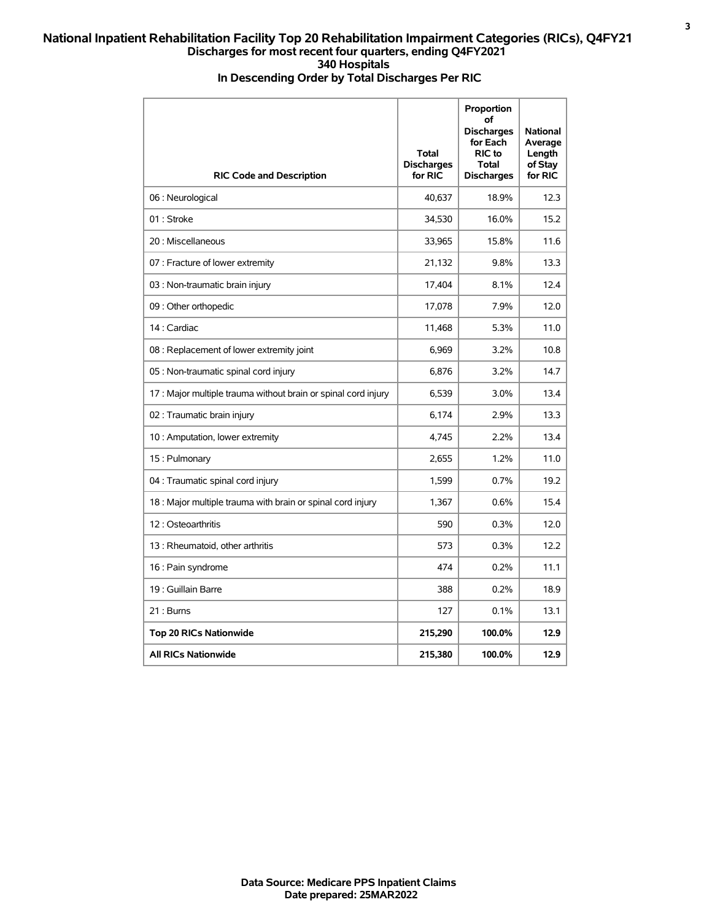# National Inpatient Rehabilitation Facility Top 20 Rehabilitation Impairment Categories (RICs), Q4FY21

**Discharges for most recent four quarters, ending Q4FY2021**

**340 Hospitals**

**In Descending Order by Total Discharges Per RIC**

| RIC Code and Description | Total Discharges for RIC | Proportion of Discharges for Each RIC to Total Discharges | National Average Length of Stay for RIC |
|---|---|---|---|
| 06 : Neurological | 40,637 | 18.9% | 12.3 |
| 01 : Stroke | 34,530 | 16.0% | 15.2 |
| 20 : Miscellaneous | 33,965 | 15.8% | 11.6 |
| 07 : Fracture of lower extremity | 21,132 | 9.8% | 13.3 |
| 03 : Non-traumatic brain injury | 17,404 | 8.1% | 12.4 |
| 09 : Other orthopedic | 17,078 | 7.9% | 12.0 |
| 14 : Cardiac | 11,468 | 5.3% | 11.0 |
| 08 : Replacement of lower extremity joint | 6,969 | 3.2% | 10.8 |
| 05 : Non-traumatic spinal cord injury | 6,876 | 3.2% | 14.7 |
| 17 : Major multiple trauma without brain or spinal cord injury | 6,539 | 3.0% | 13.4 |
| 02 : Traumatic brain injury | 6,174 | 2.9% | 13.3 |
| 10 : Amputation, lower extremity | 4,745 | 2.2% | 13.4 |
| 15 : Pulmonary | 2,655 | 1.2% | 11.0 |
| 04 : Traumatic spinal cord injury | 1,599 | 0.7% | 19.2 |
| 18 : Major multiple trauma with brain or spinal cord injury | 1,367 | 0.6% | 15.4 |
| 12 : Osteoarthritis | 590 | 0.3% | 12.0 |
| 13 : Rheumatoid, other arthritis | 573 | 0.3% | 12.2 |
| 16 : Pain syndrome | 474 | 0.2% | 11.1 |
| 19 : Guillain Barre | 388 | 0.2% | 18.9 |
| 21 : Burns | 127 | 0.1% | 13.1 |
| **Top 20 RICs Nationwide** | **215,290** | **100.0%** | **12.9** |
| **All RICs Nationwide** | **215,380** | **100.0%** | **12.9** |

**Data Source: Medicare PPS Inpatient Claims**
**Date prepared: 25MAR2022**